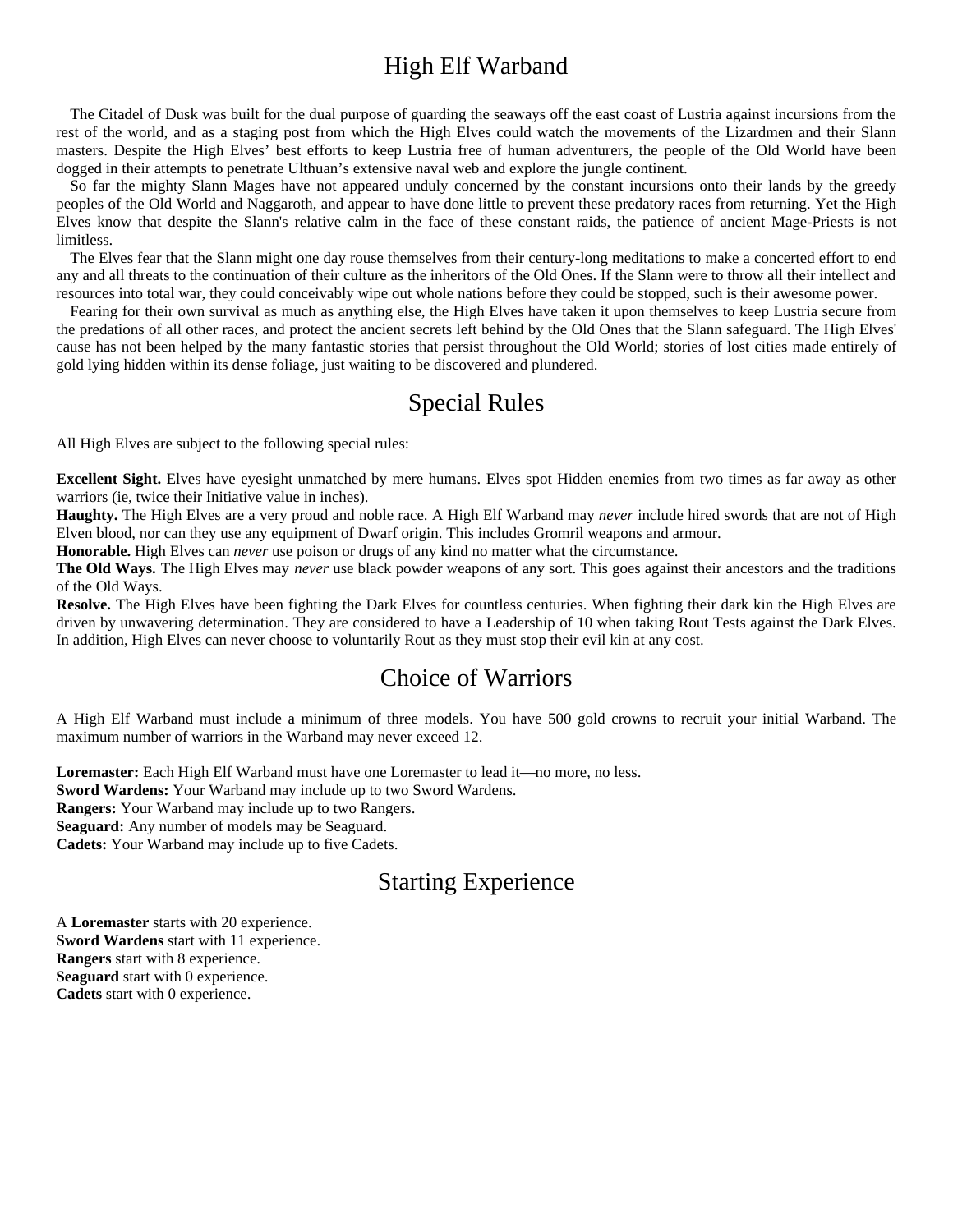# High Elf Warband

The Citadel of Dusk was built for the dual purpose of guarding the seaways off the east coast of Lustria against incursions from the rest of the world, and as a staging post from which the High Elves could watch the movements of the Lizardmen and their Slann masters. Despite the High Elves' best efforts to keep Lustria free of human adventurers, the people of the Old World have been dogged in their attempts to penetrate Ulthuan's extensive naval web and explore the jungle continent.

So far the mighty Slann Mages have not appeared unduly concerned by the constant incursions onto their lands by the greedy peoples of the Old World and Naggaroth, and appear to have done little to prevent these predatory races from returning. Yet the High Elves know that despite the Slann's relative calm in the face of these constant raids, the patience of ancient Mage-Priests is not limitless.

The Elves fear that the Slann might one day rouse themselves from their century-long meditations to make a concerted effort to end any and all threats to the continuation of their culture as the inheritors of the Old Ones. If the Slann were to throw all their intellect and resources into total war, they could conceivably wipe out whole nations before they could be stopped, such is their awesome power.

Fearing for their own survival as much as anything else, the High Elves have taken it upon themselves to keep Lustria secure from the predations of all other races, and protect the ancient secrets left behind by the Old Ones that the Slann safeguard. The High Elves' cause has not been helped by the many fantastic stories that persist throughout the Old World; stories of lost cities made entirely of gold lying hidden within its dense foliage, just waiting to be discovered and plundered.

# Special Rules

All High Elves are subject to the following special rules:

**Excellent Sight.** Elves have eyesight unmatched by mere humans. Elves spot Hidden enemies from two times as far away as other warriors (ie, twice their Initiative value in inches).
**Haughty.** The High Elves are a very proud and noble race. A High Elf Warband may *never* include hired swords that are not of High Elven blood, nor can they use any equipment of Dwarf origin. This includes Gromril weapons and armour.
**Honorable.** High Elves can *never* use poison or drugs of any kind no matter what the circumstance.
**The Old Ways.** The High Elves may *never* use black powder weapons of any sort. This goes against their ancestors and the traditions of the Old Ways.
**Resolve.** The High Elves have been fighting the Dark Elves for countless centuries. When fighting their dark kin the High Elves are driven by unwavering determination. They are considered to have a Leadership of 10 when taking Rout Tests against the Dark Elves. In addition, High Elves can never choose to voluntarily Rout as they must stop their evil kin at any cost.

# Choice of Warriors

A High Elf Warband must include a minimum of three models. You have 500 gold crowns to recruit your initial Warband. The maximum number of warriors in the Warband may never exceed 12.

**Loremaster:** Each High Elf Warband must have one Loremaster to lead it—no more, no less.
**Sword Wardens:** Your Warband may include up to two Sword Wardens.
**Rangers:** Your Warband may include up to two Rangers.
**Seaguard:** Any number of models may be Seaguard.
**Cadets:** Your Warband may include up to five Cadets.

# Starting Experience

A **Loremaster** starts with 20 experience.
**Sword Wardens** start with 11 experience.
**Rangers** start with 8 experience.
**Seaguard** start with 0 experience.
**Cadets** start with 0 experience.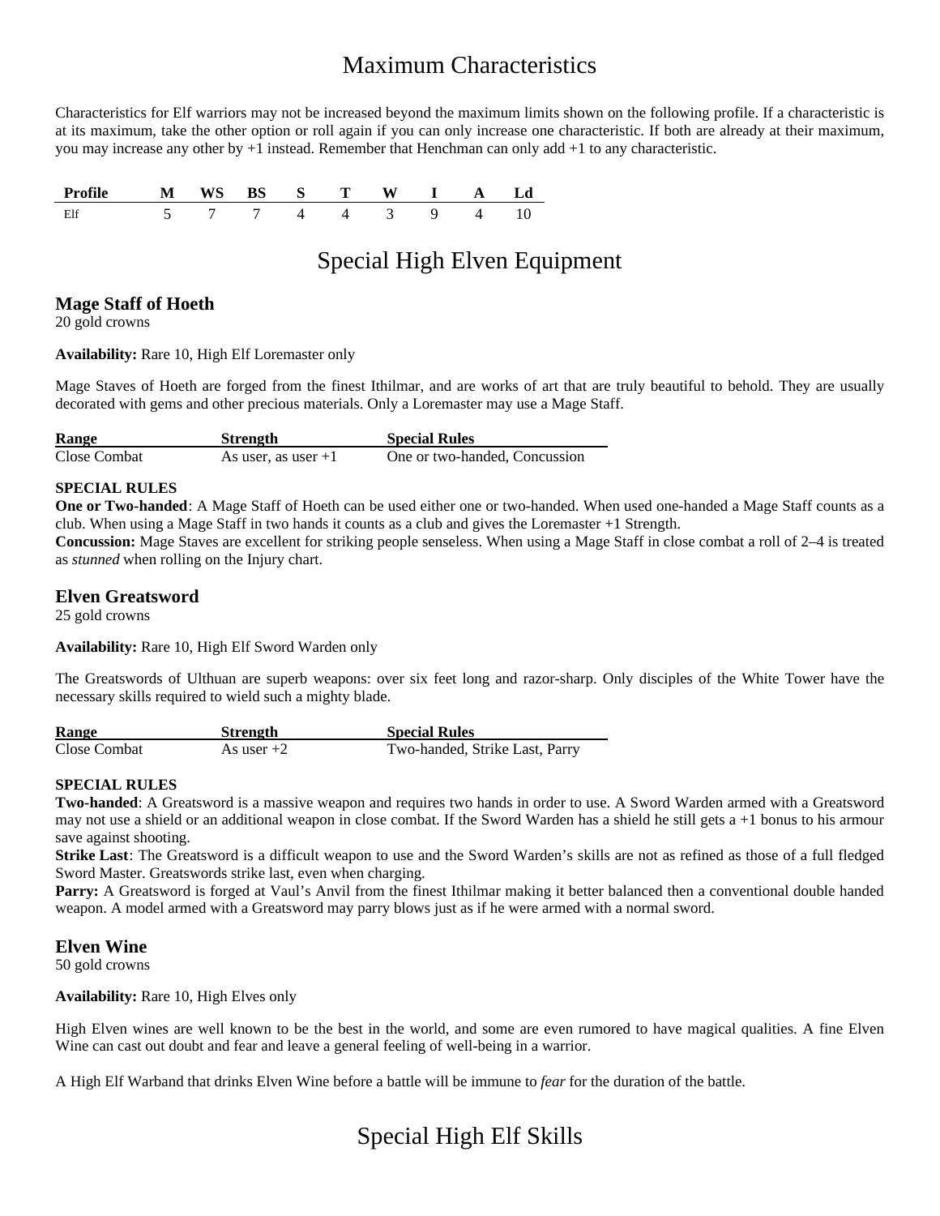# Maximum Characteristics

Characteristics for Elf warriors may not be increased beyond the maximum limits shown on the following profile. If a characteristic is at its maximum, take the other option or roll again if you can only increase one characteristic. If both are already at their maximum, you may increase any other by +1 instead. Remember that Henchman can only add +1 to any characteristic.

| Profile | M | WS | BS | S | T | W | I | A | Ld |
|---|---|---|---|---|---|---|---|---|---|
| Elf | 5 | 7 | 7 | 4 | 4 | 3 | 9 | 4 | 10 |

# Special High Elven Equipment

### Mage Staff of Hoeth

20 gold crowns

**Availability:** Rare 10, High Elf Loremaster only

Mage Staves of Hoeth are forged from the finest Ithilmar, and are works of art that are truly beautiful to behold. They are usually decorated with gems and other precious materials. Only a Loremaster may use a Mage Staff.

| Range | Strength | Special Rules |
|---|---|---|
| Close Combat | As user, as user +1 | One or two-handed, Concussion |

**SPECIAL RULES**

**One or Two-handed**: A Mage Staff of Hoeth can be used either one or two-handed. When used one-handed a Mage Staff counts as a club. When using a Mage Staff in two hands it counts as a club and gives the Loremaster +1 Strength.

**Concussion:** Mage Staves are excellent for striking people senseless. When using a Mage Staff in close combat a roll of 2–4 is treated as *stunned* when rolling on the Injury chart.

### Elven Greatsword

25 gold crowns

**Availability:** Rare 10, High Elf Sword Warden only

The Greatswords of Ulthuan are superb weapons: over six feet long and razor-sharp. Only disciples of the White Tower have the necessary skills required to wield such a mighty blade.

| Range | Strength | Special Rules |
|---|---|---|
| Close Combat | As user +2 | Two-handed, Strike Last, Parry |

**SPECIAL RULES**

**Two-handed**: A Greatsword is a massive weapon and requires two hands in order to use. A Sword Warden armed with a Greatsword may not use a shield or an additional weapon in close combat. If the Sword Warden has a shield he still gets a +1 bonus to his armour save against shooting.

**Strike Last**: The Greatsword is a difficult weapon to use and the Sword Warden's skills are not as refined as those of a full fledged Sword Master. Greatswords strike last, even when charging.

**Parry:** A Greatsword is forged at Vaul's Anvil from the finest Ithilmar making it better balanced then a conventional double handed weapon. A model armed with a Greatsword may parry blows just as if he were armed with a normal sword.

### Elven Wine

50 gold crowns

**Availability:** Rare 10, High Elves only

High Elven wines are well known to be the best in the world, and some are even rumored to have magical qualities. A fine Elven Wine can cast out doubt and fear and leave a general feeling of well-being in a warrior.

A High Elf Warband that drinks Elven Wine before a battle will be immune to *fear* for the duration of the battle.

# Special High Elf Skills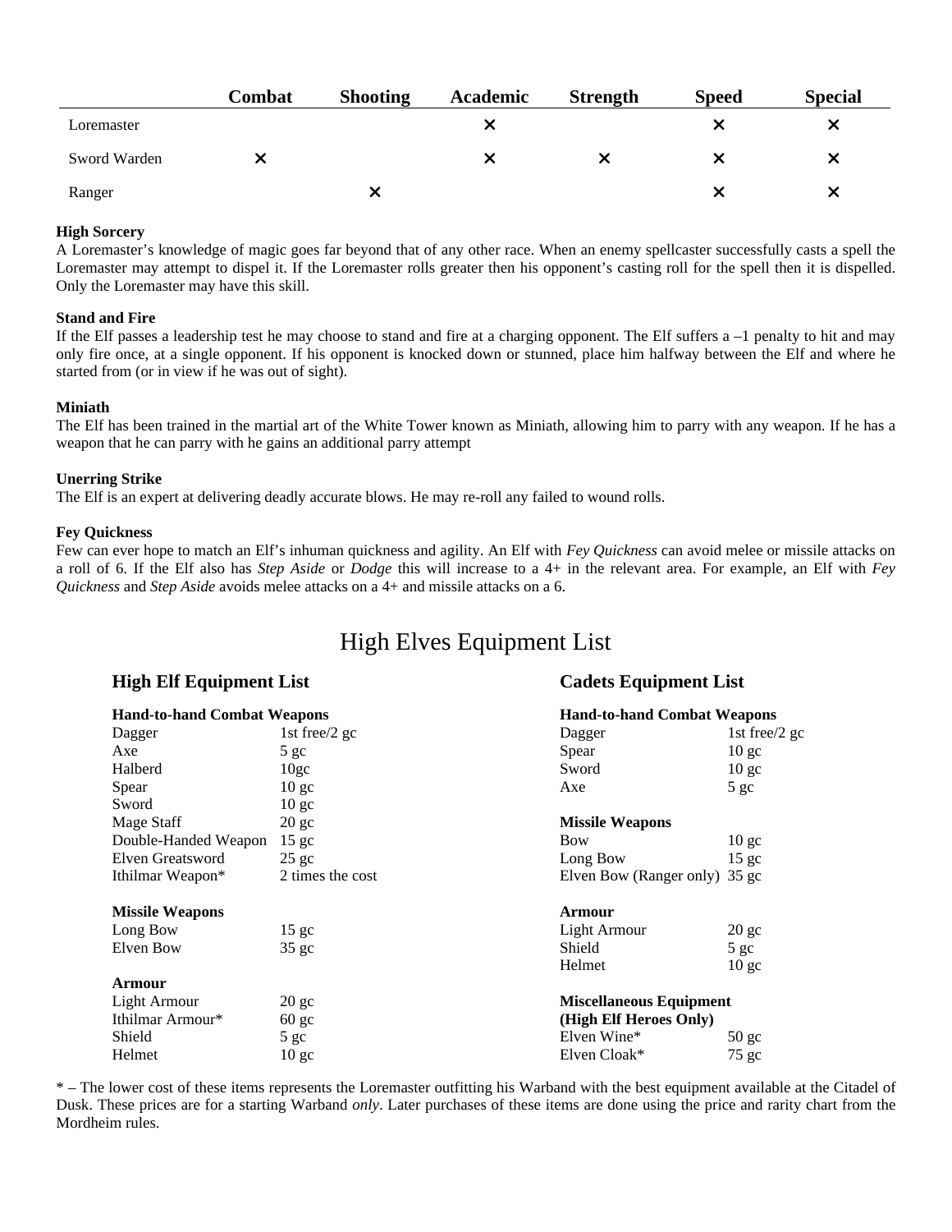| | Combat | Shooting | Academic | Strength | Speed | Special |
|---|---|---|---|---|---|---|
| Loremaster | | | ✕ | | ✕ | ✕ |
| Sword Warden | ✕ | | ✕ | ✕ | ✕ | ✕ |
| Ranger | | ✕ | | | ✕ | ✕ |

**High Sorcery**
A Loremaster's knowledge of magic goes far beyond that of any other race. When an enemy spellcaster successfully casts a spell the Loremaster may attempt to dispel it. If the Loremaster rolls greater then his opponent's casting roll for the spell then it is dispelled. Only the Loremaster may have this skill.

**Stand and Fire**
If the Elf passes a leadership test he may choose to stand and fire at a charging opponent. The Elf suffers a –1 penalty to hit and may only fire once, at a single opponent. If his opponent is knocked down or stunned, place him halfway between the Elf and where he started from (or in view if he was out of sight).

**Miniath**
The Elf has been trained in the martial art of the White Tower known as Miniath, allowing him to parry with any weapon. If he has a weapon that he can parry with he gains an additional parry attempt

**Unerring Strike**
The Elf is an expert at delivering deadly accurate blows. He may re-roll any failed to wound rolls.

**Fey Quickness**
Few can ever hope to match an Elf's inhuman quickness and agility. An Elf with *Fey Quickness* can avoid melee or missile attacks on a roll of 6. If the Elf also has *Step Aside* or *Dodge* this will increase to a 4+ in the relevant area. For example, an Elf with *Fey Quickness* and *Step Aside* avoids melee attacks on a 4+ and missile attacks on a 6.

# High Elves Equipment List

## High Elf Equipment List

**Hand-to-hand Combat Weapons**

| | |
|---|---|
| Dagger | 1st free/2 gc |
| Axe | 5 gc |
| Halberd | 10gc |
| Spear | 10 gc |
| Sword | 10 gc |
| Mage Staff | 20 gc |
| Double-Handed Weapon | 15 gc |
| Elven Greatsword | 25 gc |
| Ithilmar Weapon* | 2 times the cost |

**Missile Weapons**

| | |
|---|---|
| Long Bow | 15 gc |
| Elven Bow | 35 gc |

**Armour**

| | |
|---|---|
| Light Armour | 20 gc |
| Ithilmar Armour* | 60 gc |
| Shield | 5 gc |
| Helmet | 10 gc |

## Cadets Equipment List

**Hand-to-hand Combat Weapons**

| | |
|---|---|
| Dagger | 1st free/2 gc |
| Spear | 10 gc |
| Sword | 10 gc |
| Axe | 5 gc |

**Missile Weapons**

| | |
|---|---|
| Bow | 10 gc |
| Long Bow | 15 gc |
| Elven Bow (Ranger only) | 35 gc |

**Armour**

| | |
|---|---|
| Light Armour | 20 gc |
| Shield | 5 gc |
| Helmet | 10 gc |

**Miscellaneous Equipment (High Elf Heroes Only)**

| | |
|---|---|
| Elven Wine* | 50 gc |
| Elven Cloak* | 75 gc |

* – The lower cost of these items represents the Loremaster outfitting his Warband with the best equipment available at the Citadel of Dusk. These prices are for a starting Warband *only*. Later purchases of these items are done using the price and rarity chart from the Mordheim rules.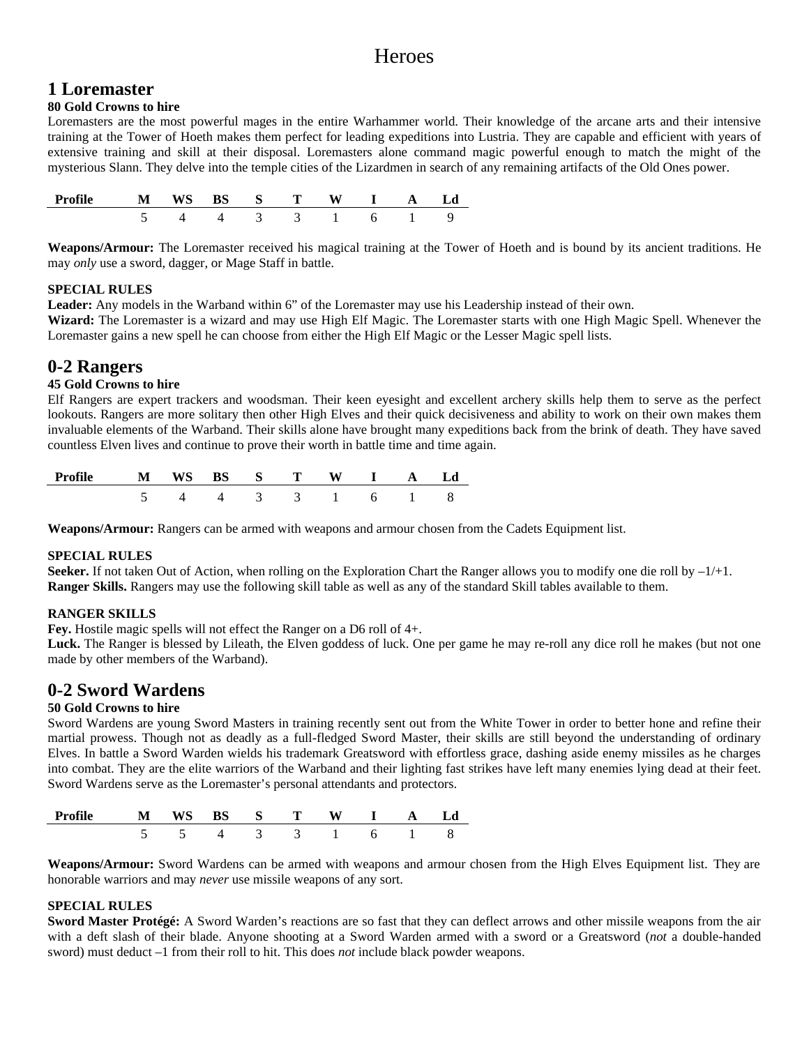# Heroes

## 1 Loremaster

**80 Gold Crowns to hire**

Loremasters are the most powerful mages in the entire Warhammer world. Their knowledge of the arcane arts and their intensive training at the Tower of Hoeth makes them perfect for leading expeditions into Lustria. They are capable and efficient with years of extensive training and skill at their disposal. Loremasters alone command magic powerful enough to match the might of the mysterious Slann. They delve into the temple cities of the Lizardmen in search of any remaining artifacts of the Old Ones power.

| Profile | M | WS | BS | S | T | W | I | A | Ld |
|---|---|---|---|---|---|---|---|---|---|
| | 5 | 4 | 4 | 3 | 3 | 1 | 6 | 1 | 9 |

**Weapons/Armour:** The Loremaster received his magical training at the Tower of Hoeth and is bound by its ancient traditions. He may *only* use a sword, dagger, or Mage Staff in battle.

**SPECIAL RULES**

**Leader:** Any models in the Warband within 6" of the Loremaster may use his Leadership instead of their own.

**Wizard:** The Loremaster is a wizard and may use High Elf Magic. The Loremaster starts with one High Magic Spell. Whenever the Loremaster gains a new spell he can choose from either the High Elf Magic or the Lesser Magic spell lists.

## 0-2 Rangers

**45 Gold Crowns to hire**

Elf Rangers are expert trackers and woodsman. Their keen eyesight and excellent archery skills help them to serve as the perfect lookouts. Rangers are more solitary then other High Elves and their quick decisiveness and ability to work on their own makes them invaluable elements of the Warband. Their skills alone have brought many expeditions back from the brink of death. They have saved countless Elven lives and continue to prove their worth in battle time and time again.

| Profile | M | WS | BS | S | T | W | I | A | Ld |
|---|---|---|---|---|---|---|---|---|---|
| | 5 | 4 | 4 | 3 | 3 | 1 | 6 | 1 | 8 |

**Weapons/Armour:** Rangers can be armed with weapons and armour chosen from the Cadets Equipment list.

**SPECIAL RULES**

**Seeker.** If not taken Out of Action, when rolling on the Exploration Chart the Ranger allows you to modify one die roll by –1/+1.

**Ranger Skills.** Rangers may use the following skill table as well as any of the standard Skill tables available to them.

**RANGER SKILLS**

**Fey.** Hostile magic spells will not effect the Ranger on a D6 roll of 4+.

**Luck.** The Ranger is blessed by Lileath, the Elven goddess of luck. One per game he may re-roll any dice roll he makes (but not one made by other members of the Warband).

## 0-2 Sword Wardens

**50 Gold Crowns to hire**

Sword Wardens are young Sword Masters in training recently sent out from the White Tower in order to better hone and refine their martial prowess. Though not as deadly as a full-fledged Sword Master, their skills are still beyond the understanding of ordinary Elves. In battle a Sword Warden wields his trademark Greatsword with effortless grace, dashing aside enemy missiles as he charges into combat. They are the elite warriors of the Warband and their lighting fast strikes have left many enemies lying dead at their feet. Sword Wardens serve as the Loremaster's personal attendants and protectors.

| Profile | M | WS | BS | S | T | W | I | A | Ld |
|---|---|---|---|---|---|---|---|---|---|
| | 5 | 5 | 4 | 3 | 3 | 1 | 6 | 1 | 8 |

**Weapons/Armour:** Sword Wardens can be armed with weapons and armour chosen from the High Elves Equipment list. They are honorable warriors and may *never* use missile weapons of any sort.

**SPECIAL RULES**

**Sword Master Protégé:** A Sword Warden's reactions are so fast that they can deflect arrows and other missile weapons from the air with a deft slash of their blade. Anyone shooting at a Sword Warden armed with a sword or a Greatsword (*not* a double-handed sword) must deduct –1 from their roll to hit. This does *not* include black powder weapons.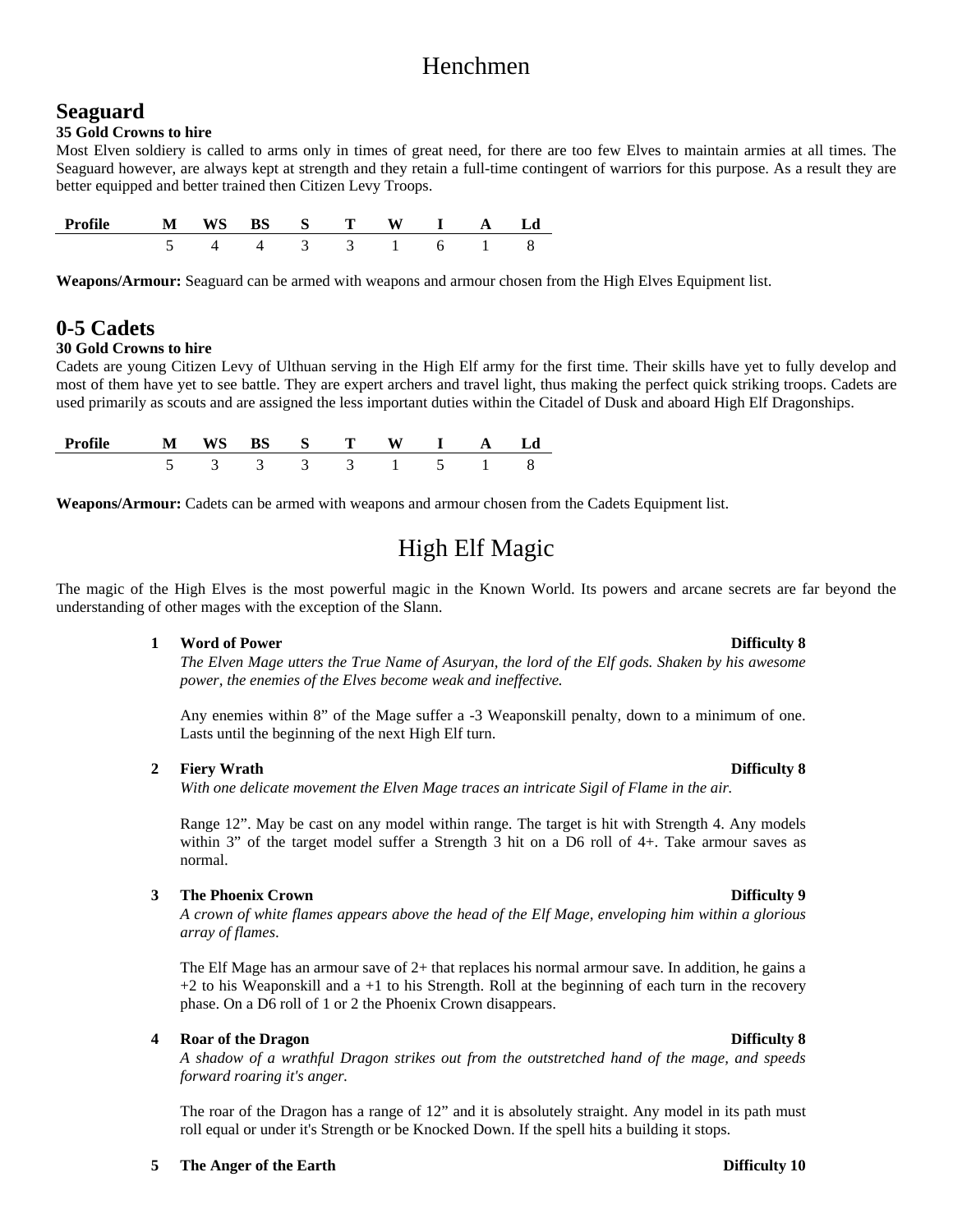# Henchmen

## Seaguard

**35 Gold Crowns to hire**

Most Elven soldiery is called to arms only in times of great need, for there are too few Elves to maintain armies at all times. The Seaguard however, are always kept at strength and they retain a full-time contingent of warriors for this purpose. As a result they are better equipped and better trained then Citizen Levy Troops.

| Profile | M | WS | BS | S | T | W | I | A | Ld |
|---|---|---|---|---|---|---|---|---|---|
| | 5 | 4 | 4 | 3 | 3 | 1 | 6 | 1 | 8 |

**Weapons/Armour:** Seaguard can be armed with weapons and armour chosen from the High Elves Equipment list.

## 0-5 Cadets

**30 Gold Crowns to hire**

Cadets are young Citizen Levy of Ulthuan serving in the High Elf army for the first time. Their skills have yet to fully develop and most of them have yet to see battle. They are expert archers and travel light, thus making the perfect quick striking troops. Cadets are used primarily as scouts and are assigned the less important duties within the Citadel of Dusk and aboard High Elf Dragonships.

| Profile | M | WS | BS | S | T | W | I | A | Ld |
|---|---|---|---|---|---|---|---|---|---|
| | 5 | 3 | 3 | 3 | 3 | 1 | 5 | 1 | 8 |

**Weapons/Armour:** Cadets can be armed with weapons and armour chosen from the Cadets Equipment list.

# High Elf Magic

The magic of the High Elves is the most powerful magic in the Known World. Its powers and arcane secrets are far beyond the understanding of other mages with the exception of the Slann.

**1 Word of Power — Difficulty 8**

*The Elven Mage utters the True Name of Asuryan, the lord of the Elf gods. Shaken by his awesome power, the enemies of the Elves become weak and ineffective.*

Any enemies within 8" of the Mage suffer a -3 Weaponskill penalty, down to a minimum of one. Lasts until the beginning of the next High Elf turn.

**2 Fiery Wrath — Difficulty 8**

*With one delicate movement the Elven Mage traces an intricate Sigil of Flame in the air.*

Range 12". May be cast on any model within range. The target is hit with Strength 4. Any models within 3" of the target model suffer a Strength 3 hit on a D6 roll of 4+. Take armour saves as normal.

**3 The Phoenix Crown — Difficulty 9**

*A crown of white flames appears above the head of the Elf Mage, enveloping him within a glorious array of flames.*

The Elf Mage has an armour save of 2+ that replaces his normal armour save. In addition, he gains a +2 to his Weaponskill and a +1 to his Strength. Roll at the beginning of each turn in the recovery phase. On a D6 roll of 1 or 2 the Phoenix Crown disappears.

**4 Roar of the Dragon — Difficulty 8**

*A shadow of a wrathful Dragon strikes out from the outstretched hand of the mage, and speeds forward roaring it's anger.*

The roar of the Dragon has a range of 12" and it is absolutely straight. Any model in its path must roll equal or under it's Strength or be Knocked Down. If the spell hits a building it stops.

**5 The Anger of the Earth — Difficulty 10**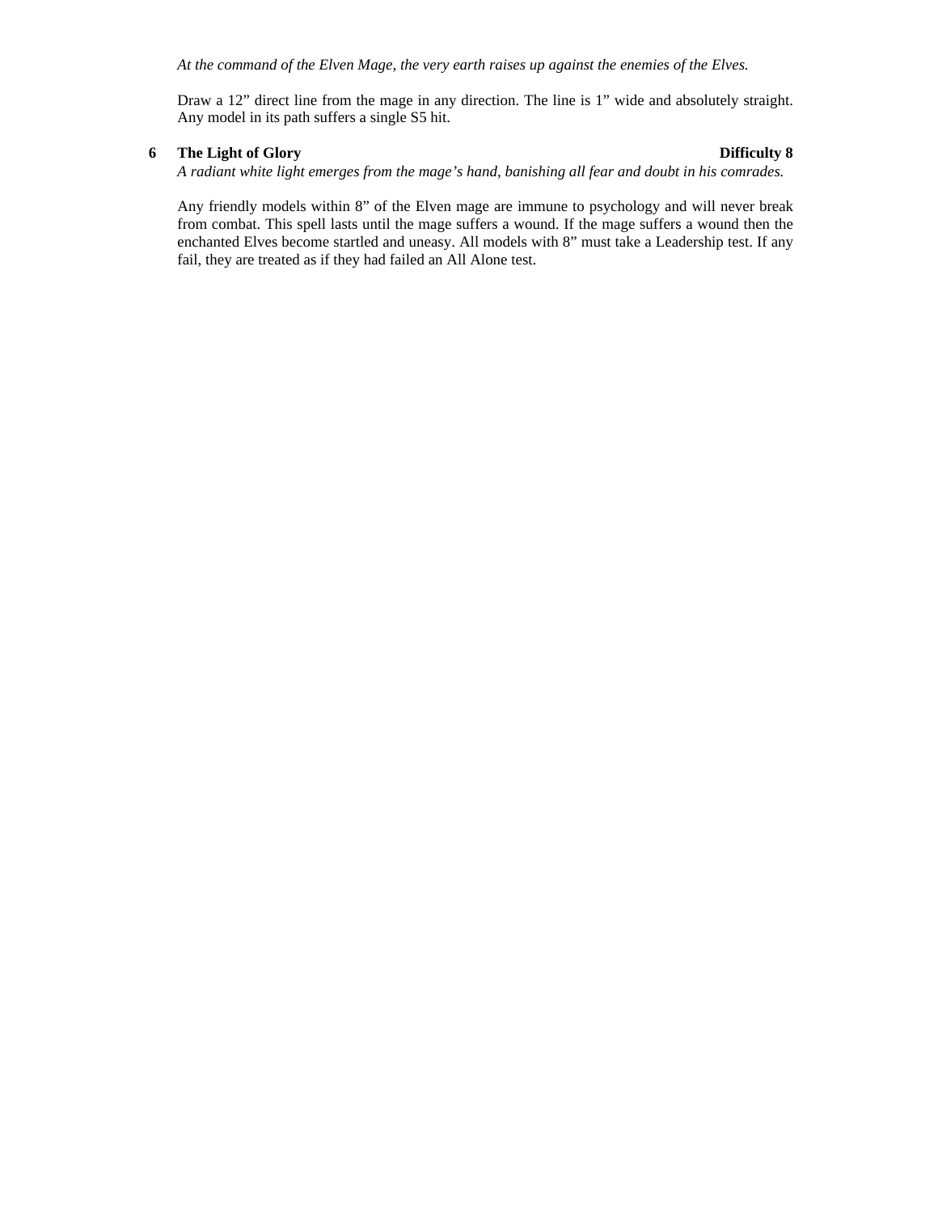*At the command of the Elven Mage, the very earth raises up against the enemies of the Elves.*

Draw a 12" direct line from the mage in any direction. The line is 1" wide and absolutely straight. Any model in its path suffers a single S5 hit.

**6 The Light of Glory — Difficulty 8**

*A radiant white light emerges from the mage's hand, banishing all fear and doubt in his comrades.*

Any friendly models within 8" of the Elven mage are immune to psychology and will never break from combat. This spell lasts until the mage suffers a wound. If the mage suffers a wound then the enchanted Elves become startled and uneasy. All models with 8" must take a Leadership test. If any fail, they are treated as if they had failed an All Alone test.